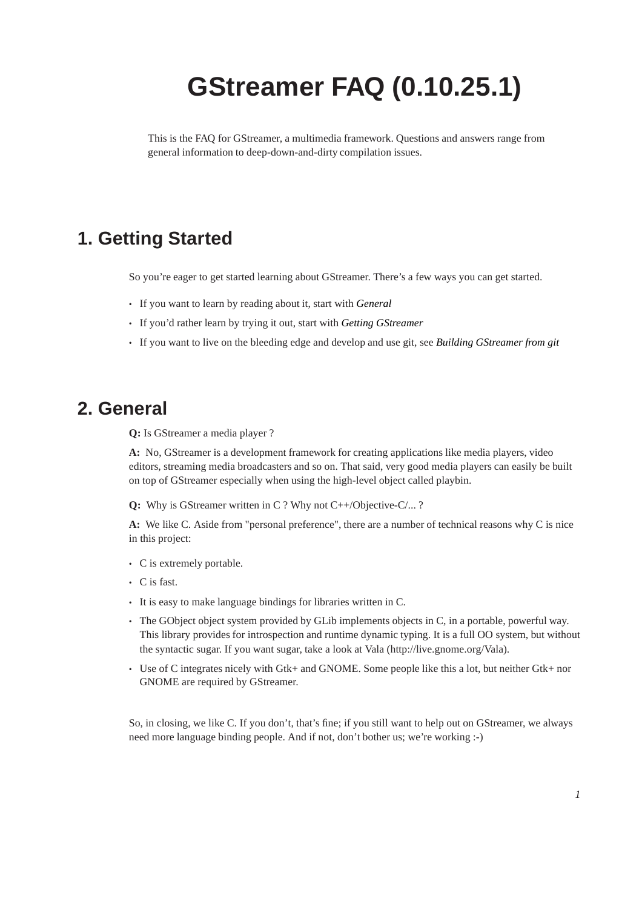# GStreamer FAQ (0.10.25.1)

This is the FAQ for GStreamer, a multimedia framework. Questions and answers range from general information to deep-down-and-dirty compilation issues.

## 1. Getting Started

So you're eager to get started learning about GStreamer. There's a few ways you can get started.

- If you want to learn by reading about it, start with *General*
- If you'd rather learn by trying it out, start with *Getting GStreamer*
- If you want to live on the bleeding edge and develop and use git, see *Building GStreamer from git*

## 2. General

**Q:** Is GStreamer a media player ?

**A:** No, GStreamer is a development framework for creating applications like media players, video editors, streaming media broadcasters and so on. That said, very good media players can easily be built on top of GStreamer especially when using the high-level object called playbin.

**Q:** Why is GStreamer written in C ? Why not C++/Objective-C/... ?

**A:** We like C. Aside from "personal preference", there are a number of technical reasons why C is nice in this project:

- C is extremely portable.
- C is fast.
- It is easy to make language bindings for libraries written in C.
- The GObject object system provided by GLib implements objects in C, in a portable, powerful way. This library provides for introspection and runtime dynamic typing. It is a full OO system, but without the syntactic sugar. If you want sugar, take a look at Vala (http://live.gnome.org/Vala).
- Use of C integrates nicely with Gtk+ and GNOME. Some people like this a lot, but neither Gtk+ nor GNOME are required by GStreamer.

So, in closing, we like C. If you don't, that's fine; if you still want to help out on GStreamer, we always need more language binding people. And if not, don't bother us; we're working :-)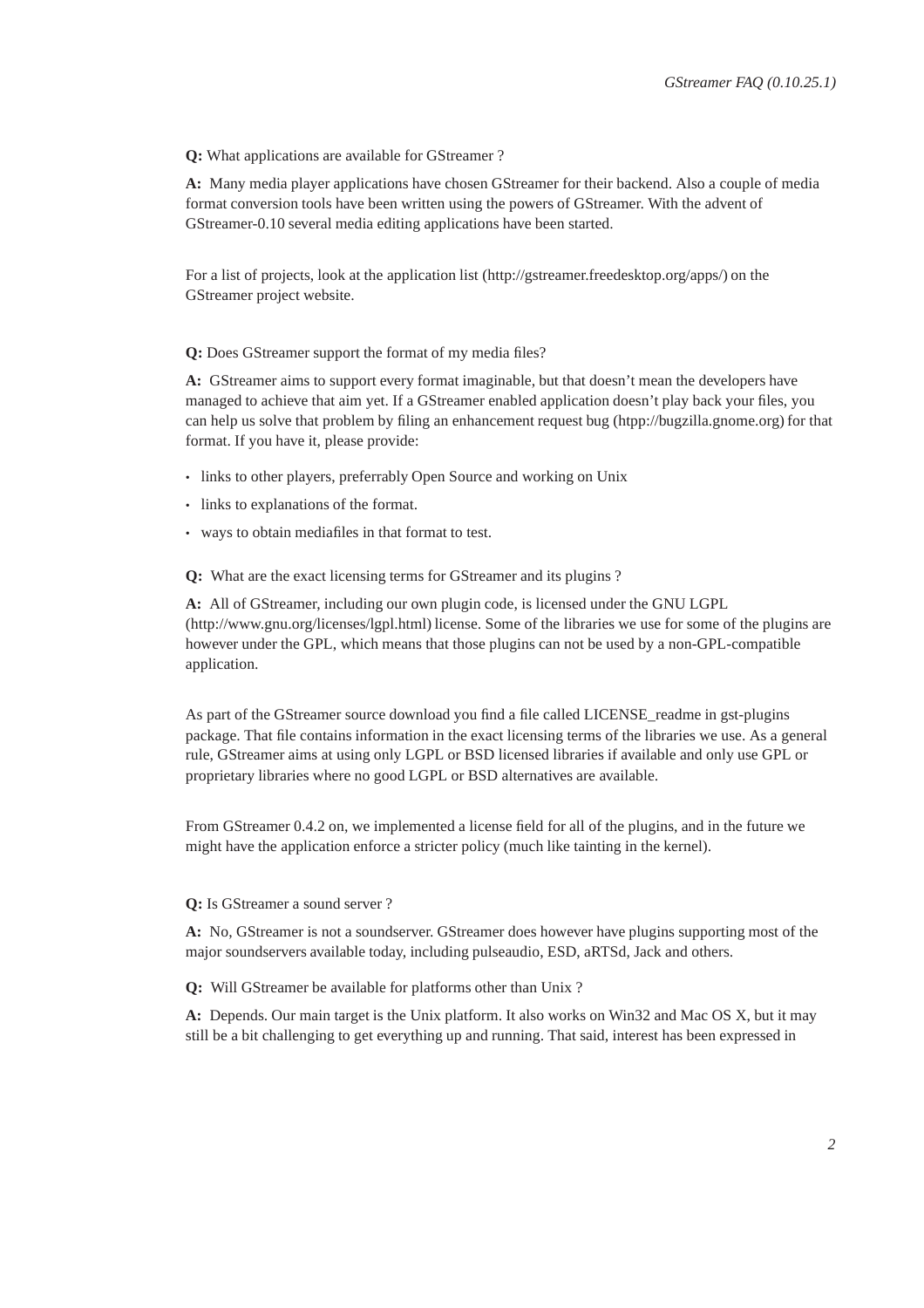**Q:** What applications are available for GStreamer ?

**A:** Many media player applications have chosen GStreamer for their backend. Also a couple of media format conversion tools have been written using the powers of GStreamer. With the advent of GStreamer-0.10 several media editing applications have been started.

For a list of projects, look at the application list (http://gstreamer.freedesktop.org/apps/) on the GStreamer project website.

**Q:** Does GStreamer support the format of my media files?

**A:** GStreamer aims to support every format imaginable, but that doesn't mean the developers have managed to achieve that aim yet. If a GStreamer enabled application doesn't play back your files, you can help us solve that problem by filing an enhancement request bug (htpp://bugzilla.gnome.org) for that format. If you have it, please provide:

- links to other players, preferrably Open Source and working on Unix
- links to explanations of the format.
- ways to obtain mediafiles in that format to test.

**Q:** What are the exact licensing terms for GStreamer and its plugins ?

**A:** All of GStreamer, including our own plugin code, is licensed under the GNU LGPL (http://www.gnu.org/licenses/lgpl.html) license. Some of the libraries we use for some of the plugins are however under the GPL, which means that those plugins can not be used by a non-GPL-compatible application.

As part of the GStreamer source download you find a file called LICENSE_readme in gst-plugins package. That file contains information in the exact licensing terms of the libraries we use. As a general rule, GStreamer aims at using only LGPL or BSD licensed libraries if available and only use GPL or proprietary libraries where no good LGPL or BSD alternatives are available.

From GStreamer 0.4.2 on, we implemented a license field for all of the plugins, and in the future we might have the application enforce a stricter policy (much like tainting in the kernel).

**Q:** Is GStreamer a sound server ?

**A:** No, GStreamer is not a soundserver. GStreamer does however have plugins supporting most of the major soundservers available today, including pulseaudio, ESD, aRTSd, Jack and others.

**Q:** Will GStreamer be available for platforms other than Unix ?

**A:** Depends. Our main target is the Unix platform. It also works on Win32 and Mac OS X, but it may still be a bit challenging to get everything up and running. That said, interest has been expressed in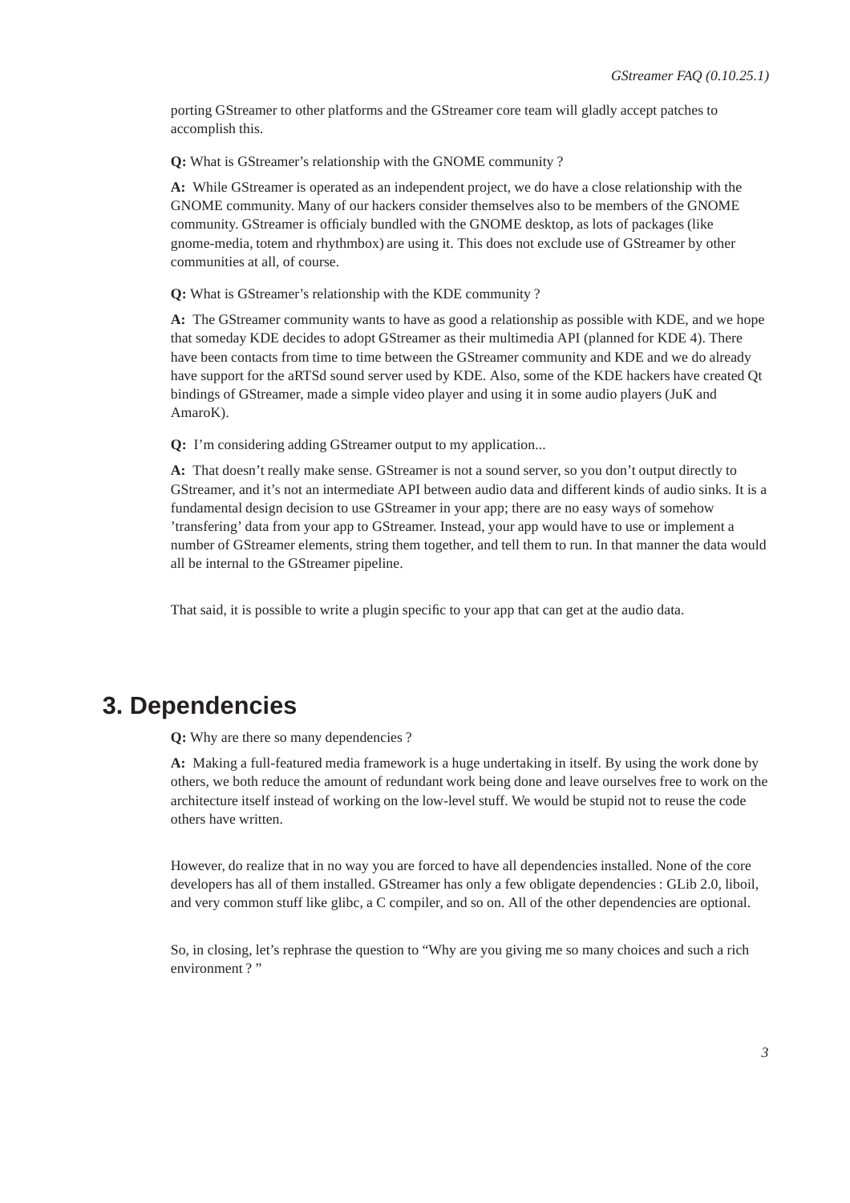porting GStreamer to other platforms and the GStreamer core team will gladly accept patches to accomplish this.

**Q:** What is GStreamer's relationship with the GNOME community ?

**A:** While GStreamer is operated as an independent project, we do have a close relationship with the GNOME community. Many of our hackers consider themselves also to be members of the GNOME community. GStreamer is officialy bundled with the GNOME desktop, as lots of packages (like gnome-media, totem and rhythmbox) are using it. This does not exclude use of GStreamer by other communities at all, of course.

**Q:** What is GStreamer's relationship with the KDE community ?

**A:** The GStreamer community wants to have as good a relationship as possible with KDE, and we hope that someday KDE decides to adopt GStreamer as their multimedia API (planned for KDE 4). There have been contacts from time to time between the GStreamer community and KDE and we do already have support for the aRTSd sound server used by KDE. Also, some of the KDE hackers have created Qt bindings of GStreamer, made a simple video player and using it in some audio players (JuK and AmaroK).

**Q:** I'm considering adding GStreamer output to my application...

**A:** That doesn't really make sense. GStreamer is not a sound server, so you don't output directly to GStreamer, and it's not an intermediate API between audio data and different kinds of audio sinks. It is a fundamental design decision to use GStreamer in your app; there are no easy ways of somehow 'transfering' data from your app to GStreamer. Instead, your app would have to use or implement a number of GStreamer elements, string them together, and tell them to run. In that manner the data would all be internal to the GStreamer pipeline.

That said, it is possible to write a plugin specific to your app that can get at the audio data.

# 3. Dependencies

**Q:** Why are there so many dependencies ?

**A:** Making a full-featured media framework is a huge undertaking in itself. By using the work done by others, we both reduce the amount of redundant work being done and leave ourselves free to work on the architecture itself instead of working on the low-level stuff. We would be stupid not to reuse the code others have written.

However, do realize that in no way you are forced to have all dependencies installed. None of the core developers has all of them installed. GStreamer has only a few obligate dependencies : GLib 2.0, liboil, and very common stuff like glibc, a C compiler, and so on. All of the other dependencies are optional.

So, in closing, let's rephrase the question to "Why are you giving me so many choices and such a rich environment ? "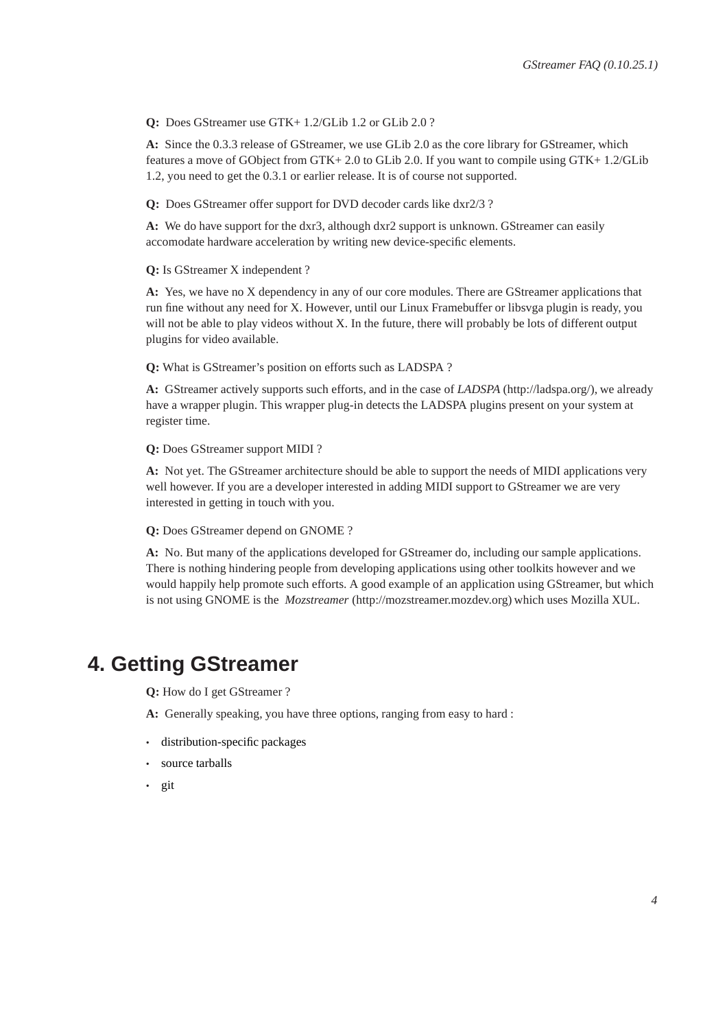**Q:** Does GStreamer use GTK+ 1.2/GLib 1.2 or GLib 2.0 ?

**A:** Since the 0.3.3 release of GStreamer, we use GLib 2.0 as the core library for GStreamer, which features a move of GObject from GTK+ 2.0 to GLib 2.0. If you want to compile using GTK+ 1.2/GLib 1.2, you need to get the 0.3.1 or earlier release. It is of course not supported.

**Q:** Does GStreamer offer support for DVD decoder cards like dxr2/3 ?

**A:** We do have support for the dxr3, although dxr2 support is unknown. GStreamer can easily accomodate hardware acceleration by writing new device-specific elements.

**Q:** Is GStreamer X independent ?

**A:** Yes, we have no X dependency in any of our core modules. There are GStreamer applications that run fine without any need for X. However, until our Linux Framebuffer or libsvga plugin is ready, you will not be able to play videos without X. In the future, there will probably be lots of different output plugins for video available.

**Q:** What is GStreamer's position on efforts such as LADSPA ?

**A:** GStreamer actively supports such efforts, and in the case of *LADSPA* (http://ladspa.org/), we already have a wrapper plugin. This wrapper plug-in detects the LADSPA plugins present on your system at register time.

**Q:** Does GStreamer support MIDI ?

**A:** Not yet. The GStreamer architecture should be able to support the needs of MIDI applications very well however. If you are a developer interested in adding MIDI support to GStreamer we are very interested in getting in touch with you.

**Q:** Does GStreamer depend on GNOME ?

**A:** No. But many of the applications developed for GStreamer do, including our sample applications. There is nothing hindering people from developing applications using other toolkits however and we would happily help promote such efforts. A good example of an application using GStreamer, but which is not using GNOME is the *Mozstreamer* (http://mozstreamer.mozdev.org) which uses Mozilla XUL.

## 4. Getting GStreamer

**Q:** How do I get GStreamer ?

**A:** Generally speaking, you have three options, ranging from easy to hard :

- distribution-specific packages
- source tarballs
- git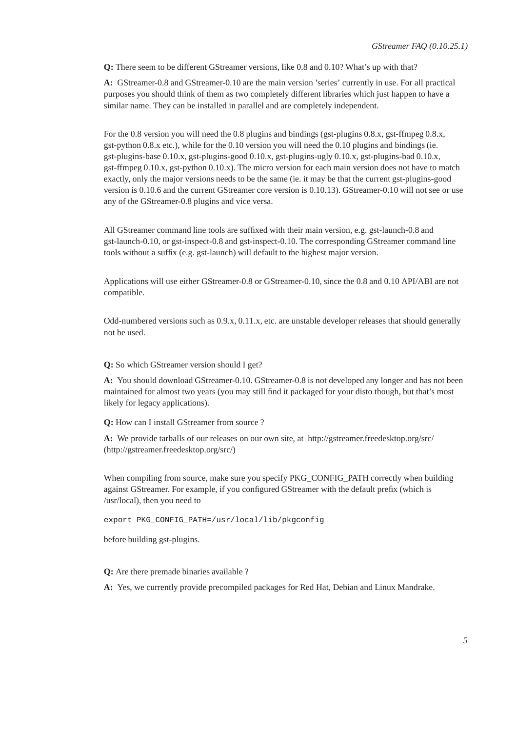**Q:** There seem to be different GStreamer versions, like 0.8 and 0.10? What's up with that?

**A:** GStreamer-0.8 and GStreamer-0.10 are the main version 'series' currently in use. For all practical purposes you should think of them as two completely different libraries which just happen to have a similar name. They can be installed in parallel and are completely independent.

For the 0.8 version you will need the 0.8 plugins and bindings (gst-plugins 0.8.x, gst-ffmpeg 0.8.x, gst-python 0.8.x etc.), while for the 0.10 version you will need the 0.10 plugins and bindings (ie. gst-plugins-base 0.10.x, gst-plugins-good 0.10.x, gst-plugins-ugly 0.10.x, gst-plugins-bad 0.10.x, gst-ffmpeg 0.10.x, gst-python 0.10.x). The micro version for each main version does not have to match exactly, only the major versions needs to be the same (ie. it may be that the current gst-plugins-good version is 0.10.6 and the current GStreamer core version is 0.10.13). GStreamer-0.10 will not see or use any of the GStreamer-0.8 plugins and vice versa.

All GStreamer command line tools are suffixed with their main version, e.g. gst-launch-0.8 and gst-launch-0.10, or gst-inspect-0.8 and gst-inspect-0.10. The corresponding GStreamer command line tools without a suffix (e.g. gst-launch) will default to the highest major version.

Applications will use either GStreamer-0.8 or GStreamer-0.10, since the 0.8 and 0.10 API/ABI are not compatible.

Odd-numbered versions such as 0.9.x, 0.11.x, etc. are unstable developer releases that should generally not be used.

**Q:** So which GStreamer version should I get?

**A:** You should download GStreamer-0.10. GStreamer-0.8 is not developed any longer and has not been maintained for almost two years (you may still find it packaged for your disto though, but that's most likely for legacy applications).

**Q:** How can I install GStreamer from source ?

**A:** We provide tarballs of our releases on our own site, at http://gstreamer.freedesktop.org/src/ (http://gstreamer.freedesktop.org/src/)

When compiling from source, make sure you specify PKG_CONFIG_PATH correctly when building against GStreamer. For example, if you configured GStreamer with the default prefix (which is /usr/local), then you need to

```
export PKG_CONFIG_PATH=/usr/local/lib/pkgconfig
```

before building gst-plugins.

**Q:** Are there premade binaries available ?

**A:** Yes, we currently provide precompiled packages for Red Hat, Debian and Linux Mandrake.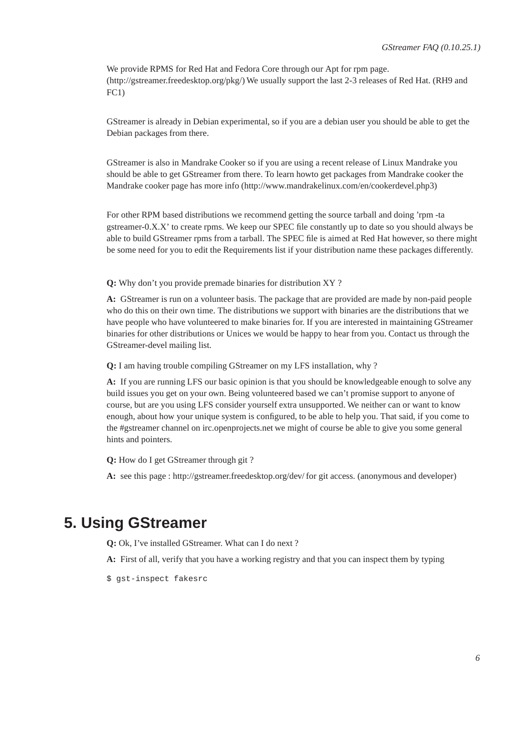We provide RPMS for Red Hat and Fedora Core through our Apt for rpm page. (http://gstreamer.freedesktop.org/pkg/) We usually support the last 2-3 releases of Red Hat. (RH9 and FC1)

GStreamer is already in Debian experimental, so if you are a debian user you should be able to get the Debian packages from there.

GStreamer is also in Mandrake Cooker so if you are using a recent release of Linux Mandrake you should be able to get GStreamer from there. To learn howto get packages from Mandrake cooker the Mandrake cooker page has more info (http://www.mandrakelinux.com/en/cookerdevel.php3)

For other RPM based distributions we recommend getting the source tarball and doing 'rpm -ta gstreamer-0.X.X' to create rpms. We keep our SPEC file constantly up to date so you should always be able to build GStreamer rpms from a tarball. The SPEC file is aimed at Red Hat however, so there might be some need for you to edit the Requirements list if your distribution name these packages differently.

**Q:** Why don't you provide premade binaries for distribution XY ?

**A:** GStreamer is run on a volunteer basis. The package that are provided are made by non-paid people who do this on their own time. The distributions we support with binaries are the distributions that we have people who have volunteered to make binaries for. If you are interested in maintaining GStreamer binaries for other distributions or Unices we would be happy to hear from you. Contact us through the GStreamer-devel mailing list.

**Q:** I am having trouble compiling GStreamer on my LFS installation, why ?

**A:** If you are running LFS our basic opinion is that you should be knowledgeable enough to solve any build issues you get on your own. Being volunteered based we can't promise support to anyone of course, but are you using LFS consider yourself extra unsupported. We neither can or want to know enough, about how your unique system is configured, to be able to help you. That said, if you come to the #gstreamer channel on irc.openprojects.net we might of course be able to give you some general hints and pointers.

**Q:** How do I get GStreamer through git ?

**A:** see this page : http://gstreamer.freedesktop.org/dev/ for git access. (anonymous and developer)

# 5. Using GStreamer

**Q:** Ok, I've installed GStreamer. What can I do next ?

**A:** First of all, verify that you have a working registry and that you can inspect them by typing

```
$ gst-inspect fakesrc
```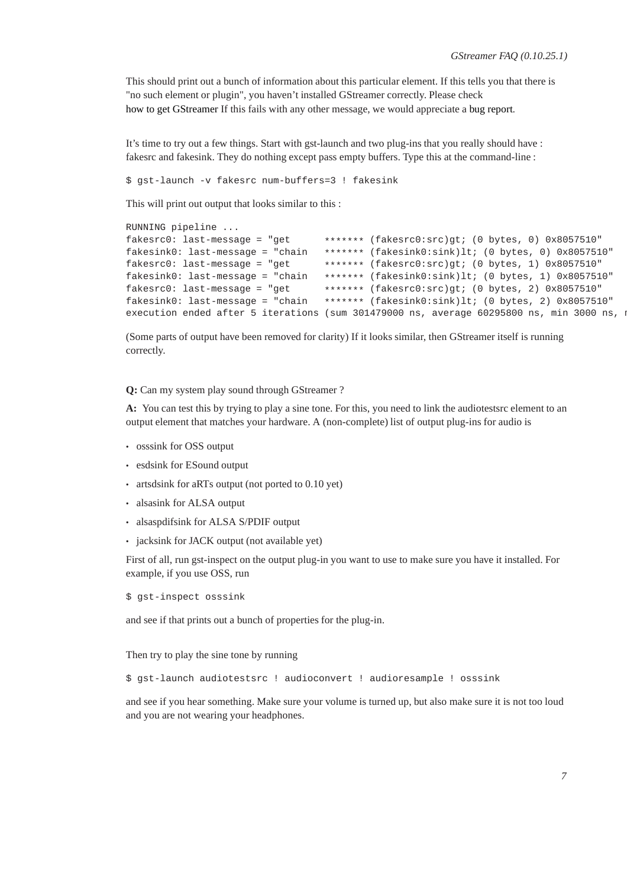This should print out a bunch of information about this particular element. If this tells you that there is "no such element or plugin", you haven't installed GStreamer correctly. Please check how to get GStreamer If this fails with any other message, we would appreciate a bug report.

It's time to try out a few things. Start with gst-launch and two plug-ins that you really should have : fakesrc and fakesink. They do nothing except pass empty buffers. Type this at the command-line :

```
$ gst-launch -v fakesrc num-buffers=3 ! fakesink
```

This will print out output that looks similar to this :

```
RUNNING pipeline ...
fakesrc0: last-message = "get      ******* (fakesrc0:src)gt; (0 bytes, 0) 0x8057510"
fakesink0: last-message = "chain   ******* (fakesink0:sink)lt; (0 bytes, 0) 0x8057510"
fakesrc0: last-message = "get      ******* (fakesrc0:src)gt; (0 bytes, 1) 0x8057510"
fakesink0: last-message = "chain   ******* (fakesink0:sink)lt; (0 bytes, 1) 0x8057510"
fakesrc0: last-message = "get      ******* (fakesrc0:src)gt; (0 bytes, 2) 0x8057510"
fakesink0: last-message = "chain   ******* (fakesink0:sink)lt; (0 bytes, 2) 0x8057510"
execution ended after 5 iterations (sum 301479000 ns, average 60295800 ns, min 3000 ns, m
```

(Some parts of output have been removed for clarity) If it looks similar, then GStreamer itself is running correctly.

**Q:** Can my system play sound through GStreamer ?

**A:** You can test this by trying to play a sine tone. For this, you need to link the audiotestsrc element to an output element that matches your hardware. A (non-complete) list of output plug-ins for audio is

- osssink for OSS output
- esdsink for ESound output
- artsdsink for aRTs output (not ported to 0.10 yet)
- alsasink for ALSA output
- alsaspdifsink for ALSA S/PDIF output
- jacksink for JACK output (not available yet)

First of all, run gst-inspect on the output plug-in you want to use to make sure you have it installed. For example, if you use OSS, run

```
$ gst-inspect osssink
```

and see if that prints out a bunch of properties for the plug-in.

Then try to play the sine tone by running

```
$ gst-launch audiotestsrc ! audioconvert ! audioresample ! osssink
```

and see if you hear something. Make sure your volume is turned up, but also make sure it is not too loud and you are not wearing your headphones.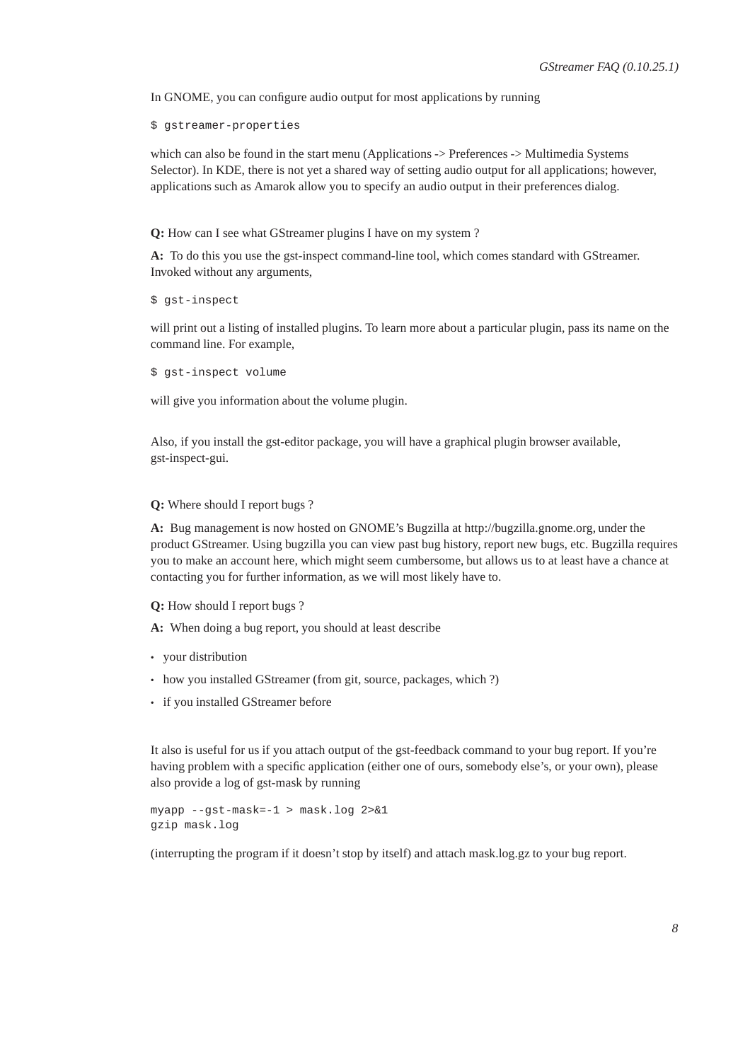In GNOME, you can configure audio output for most applications by running

```
$ gstreamer-properties
```

which can also be found in the start menu (Applications -> Preferences -> Multimedia Systems Selector). In KDE, there is not yet a shared way of setting audio output for all applications; however, applications such as Amarok allow you to specify an audio output in their preferences dialog.

**Q:** How can I see what GStreamer plugins I have on my system ?

**A:** To do this you use the gst-inspect command-line tool, which comes standard with GStreamer. Invoked without any arguments,

```
$ gst-inspect
```

will print out a listing of installed plugins. To learn more about a particular plugin, pass its name on the command line. For example,

```
$ gst-inspect volume
```

will give you information about the volume plugin.

Also, if you install the gst-editor package, you will have a graphical plugin browser available, gst-inspect-gui.

**Q:** Where should I report bugs ?

**A:** Bug management is now hosted on GNOME's Bugzilla at http://bugzilla.gnome.org, under the product GStreamer. Using bugzilla you can view past bug history, report new bugs, etc. Bugzilla requires you to make an account here, which might seem cumbersome, but allows us to at least have a chance at contacting you for further information, as we will most likely have to.

**Q:** How should I report bugs ?

**A:** When doing a bug report, you should at least describe

- your distribution
- how you installed GStreamer (from git, source, packages, which ?)
- if you installed GStreamer before

It also is useful for us if you attach output of the gst-feedback command to your bug report. If you're having problem with a specific application (either one of ours, somebody else's, or your own), please also provide a log of gst-mask by running

```
myapp --gst-mask=-1 > mask.log 2>&1
gzip mask.log
```

(interrupting the program if it doesn't stop by itself) and attach mask.log.gz to your bug report.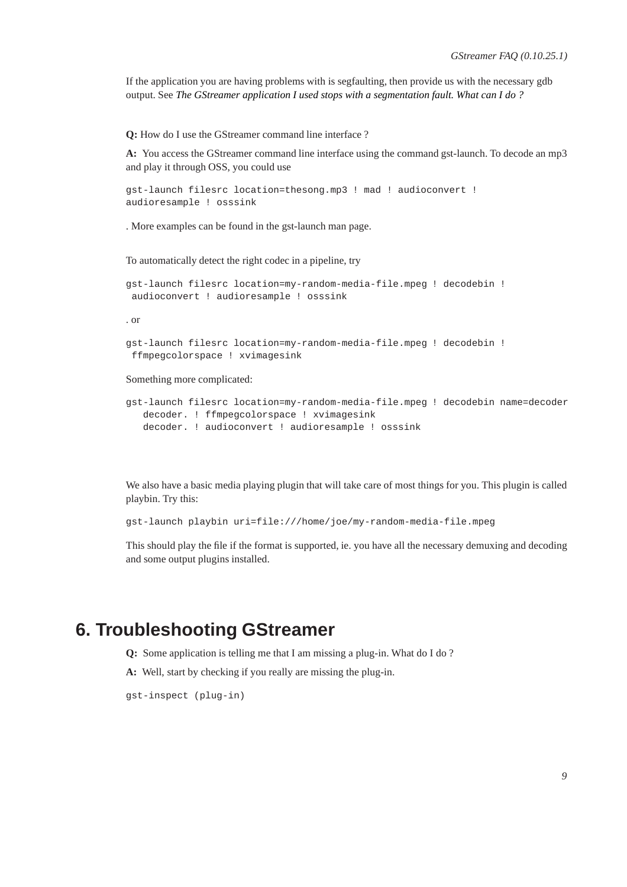If the application you are having problems with is segfaulting, then provide us with the necessary gdb output. See *The GStreamer application I used stops with a segmentation fault. What can I do ?*

**Q:** How do I use the GStreamer command line interface ?

**A:** You access the GStreamer command line interface using the command gst-launch. To decode an mp3 and play it through OSS, you could use

```
gst-launch filesrc location=thesong.mp3 ! mad ! audioconvert !
audioresample ! osssink
```

. More examples can be found in the gst-launch man page.

To automatically detect the right codec in a pipeline, try

```
gst-launch filesrc location=my-random-media-file.mpeg ! decodebin !
 audioconvert ! audioresample ! osssink
```

. or

```
gst-launch filesrc location=my-random-media-file.mpeg ! decodebin !
 ffmpegcolorspace ! xvimagesink
```

Something more complicated:

```
gst-launch filesrc location=my-random-media-file.mpeg ! decodebin name=decoder
   decoder. ! ffmpegcolorspace ! xvimagesink
   decoder. ! audioconvert ! audioresample ! osssink
```

We also have a basic media playing plugin that will take care of most things for you. This plugin is called playbin. Try this:

```
gst-launch playbin uri=file:///home/joe/my-random-media-file.mpeg
```

This should play the file if the format is supported, ie. you have all the necessary demuxing and decoding and some output plugins installed.

# 6. Troubleshooting GStreamer

**Q:** Some application is telling me that I am missing a plug-in. What do I do ?

**A:** Well, start by checking if you really are missing the plug-in.

```
gst-inspect (plug-in)
```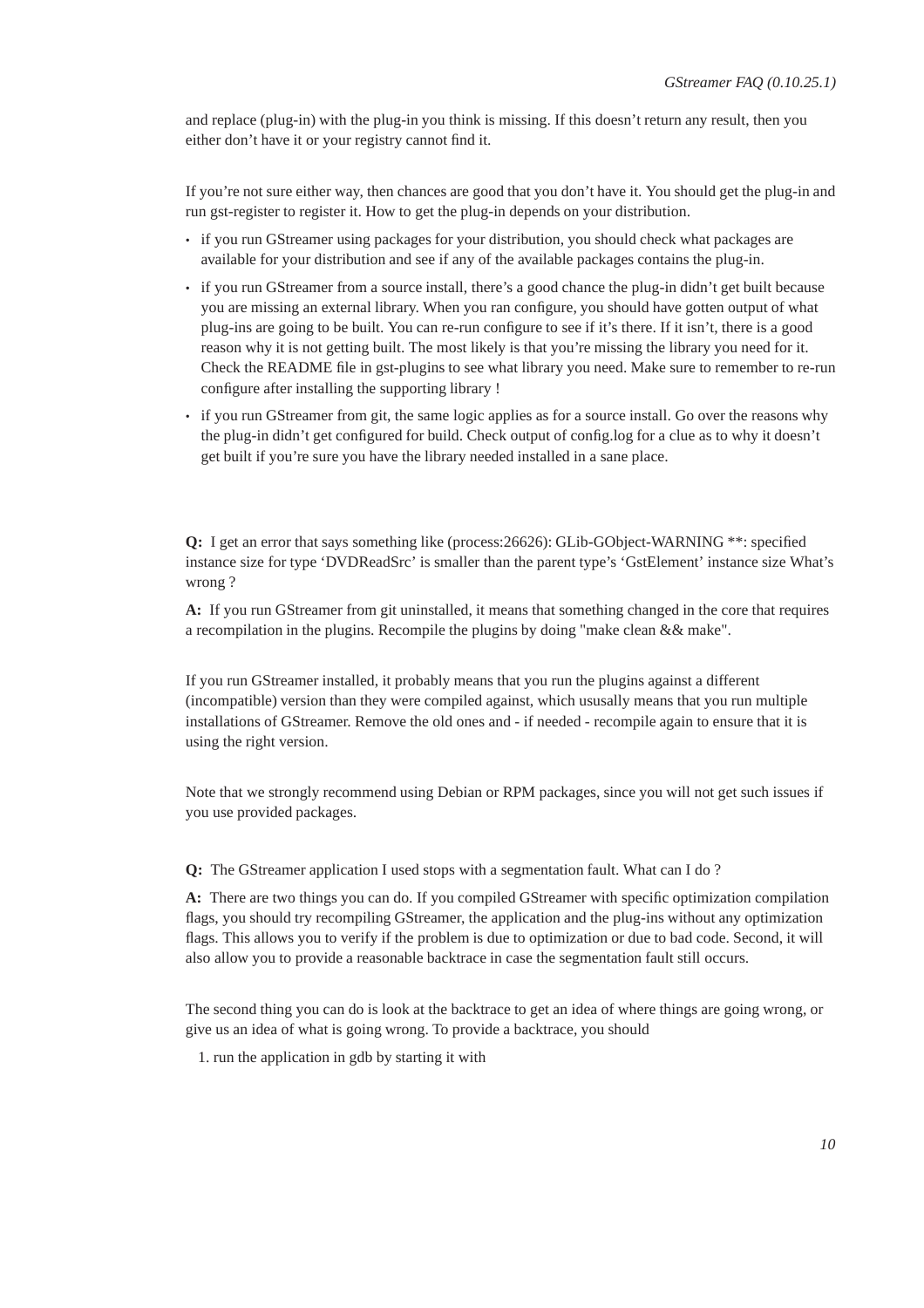and replace (plug-in) with the plug-in you think is missing. If this doesn't return any result, then you either don't have it or your registry cannot find it.

If you're not sure either way, then chances are good that you don't have it. You should get the plug-in and run gst-register to register it. How to get the plug-in depends on your distribution.

- if you run GStreamer using packages for your distribution, you should check what packages are available for your distribution and see if any of the available packages contains the plug-in.
- if you run GStreamer from a source install, there's a good chance the plug-in didn't get built because you are missing an external library. When you ran configure, you should have gotten output of what plug-ins are going to be built. You can re-run configure to see if it's there. If it isn't, there is a good reason why it is not getting built. The most likely is that you're missing the library you need for it. Check the README file in gst-plugins to see what library you need. Make sure to remember to re-run configure after installing the supporting library !
- if you run GStreamer from git, the same logic applies as for a source install. Go over the reasons why the plug-in didn't get configured for build. Check output of config.log for a clue as to why it doesn't get built if you're sure you have the library needed installed in a sane place.

**Q:** I get an error that says something like (process:26626): GLib-GObject-WARNING **: specified instance size for type 'DVDReadSrc' is smaller than the parent type's 'GstElement' instance size What's wrong ?

**A:** If you run GStreamer from git uninstalled, it means that something changed in the core that requires a recompilation in the plugins. Recompile the plugins by doing "make clean && make".

If you run GStreamer installed, it probably means that you run the plugins against a different (incompatible) version than they were compiled against, which ususally means that you run multiple installations of GStreamer. Remove the old ones and - if needed - recompile again to ensure that it is using the right version.

Note that we strongly recommend using Debian or RPM packages, since you will not get such issues if you use provided packages.

**Q:** The GStreamer application I used stops with a segmentation fault. What can I do ?

**A:** There are two things you can do. If you compiled GStreamer with specific optimization compilation flags, you should try recompiling GStreamer, the application and the plug-ins without any optimization flags. This allows you to verify if the problem is due to optimization or due to bad code. Second, it will also allow you to provide a reasonable backtrace in case the segmentation fault still occurs.

The second thing you can do is look at the backtrace to get an idea of where things are going wrong, or give us an idea of what is going wrong. To provide a backtrace, you should

1. run the application in gdb by starting it with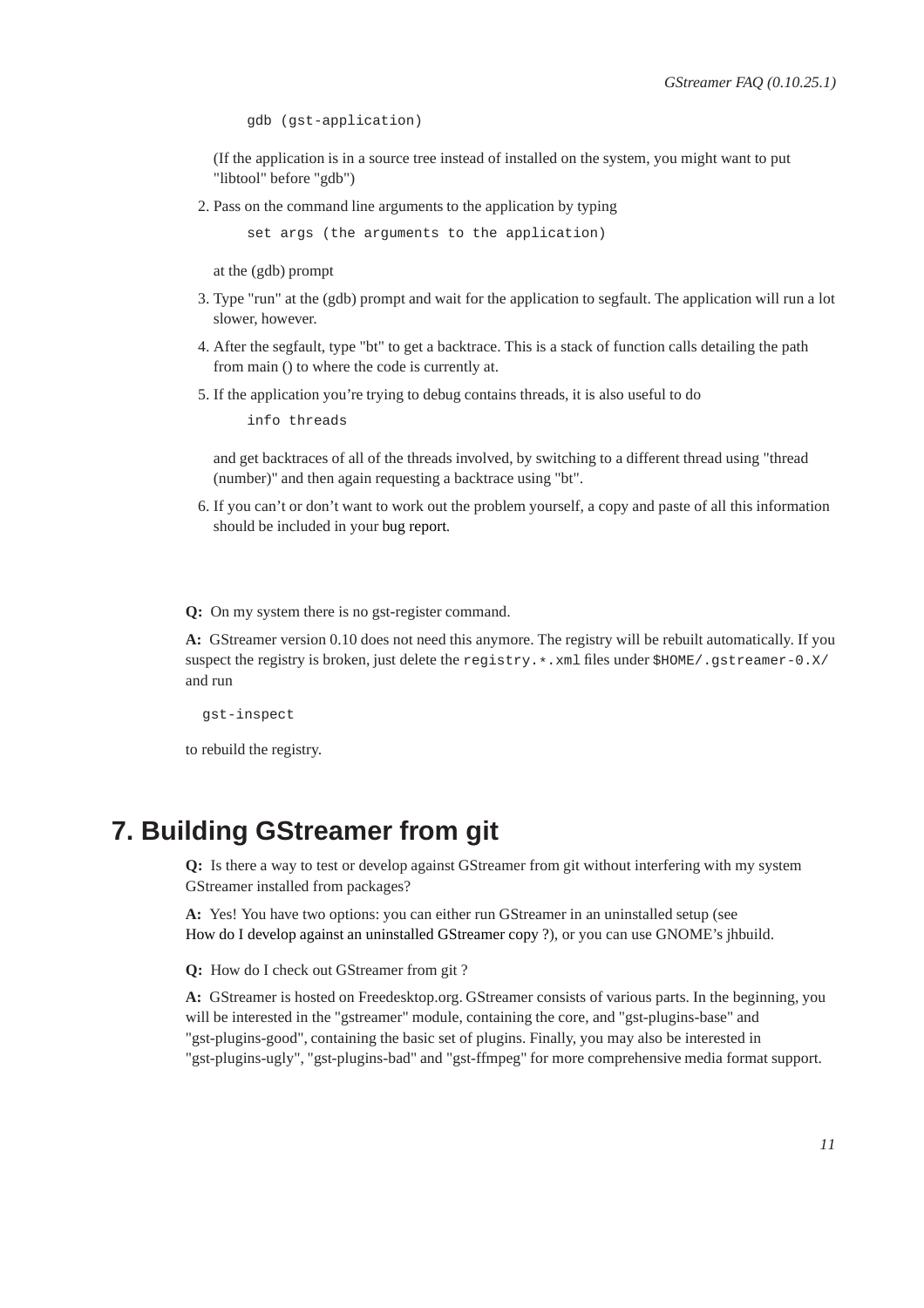```
gdb (gst-application)
```

(If the application is in a source tree instead of installed on the system, you might want to put "libtool" before "gdb")

2. Pass on the command line arguments to the application by typing

   ```
   set args (the arguments to the application)
   ```

   at the (gdb) prompt

3. Type "run" at the (gdb) prompt and wait for the application to segfault. The application will run a lot slower, however.

4. After the segfault, type "bt" to get a backtrace. This is a stack of function calls detailing the path from main () to where the code is currently at.

5. If the application you're trying to debug contains threads, it is also useful to do

   ```
   info threads
   ```

   and get backtraces of all of the threads involved, by switching to a different thread using "thread (number)" and then again requesting a backtrace using "bt".

6. If you can't or don't want to work out the problem yourself, a copy and paste of all this information should be included in your bug report.

**Q:** On my system there is no gst-register command.

**A:** GStreamer version 0.10 does not need this anymore. The registry will be rebuilt automatically. If you suspect the registry is broken, just delete the `registry.*.xml` files under `$HOME/.gstreamer-0.X/` and run

```
gst-inspect
```

to rebuild the registry.

# 7. Building GStreamer from git

**Q:** Is there a way to test or develop against GStreamer from git without interfering with my system GStreamer installed from packages?

**A:** Yes! You have two options: you can either run GStreamer in an uninstalled setup (see How do I develop against an uninstalled GStreamer copy ?), or you can use GNOME's jhbuild.

**Q:** How do I check out GStreamer from git ?

**A:** GStreamer is hosted on Freedesktop.org. GStreamer consists of various parts. In the beginning, you will be interested in the "gstreamer" module, containing the core, and "gst-plugins-base" and "gst-plugins-good", containing the basic set of plugins. Finally, you may also be interested in "gst-plugins-ugly", "gst-plugins-bad" and "gst-ffmpeg" for more comprehensive media format support.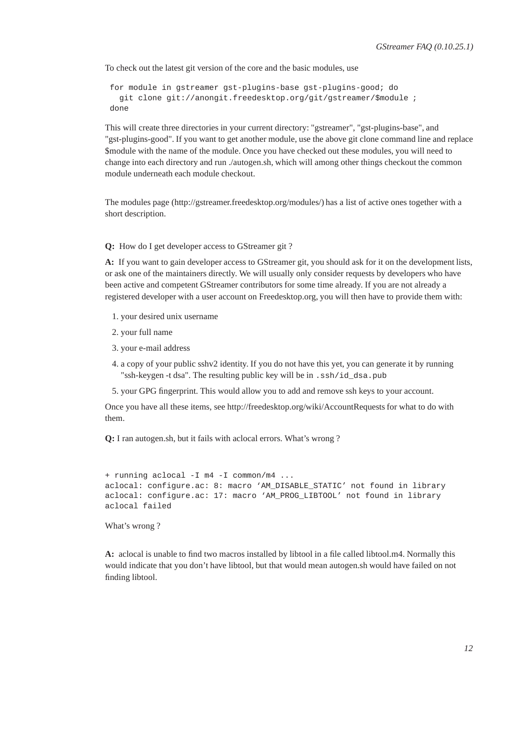To check out the latest git version of the core and the basic modules, use

```
for module in gstreamer gst-plugins-base gst-plugins-good; do
  git clone git://anongit.freedesktop.org/git/gstreamer/$module ;
done
```

This will create three directories in your current directory: "gstreamer", "gst-plugins-base", and "gst-plugins-good". If you want to get another module, use the above git clone command line and replace $module with the name of the module. Once you have checked out these modules, you will need to change into each directory and run ./autogen.sh, which will among other things checkout the common module underneath each module checkout.

The modules page (http://gstreamer.freedesktop.org/modules/) has a list of active ones together with a short description.

**Q:** How do I get developer access to GStreamer git ?

**A:** If you want to gain developer access to GStreamer git, you should ask for it on the development lists, or ask one of the maintainers directly. We will usually only consider requests by developers who have been active and competent GStreamer contributors for some time already. If you are not already a registered developer with a user account on Freedesktop.org, you will then have to provide them with:

1. your desired unix username
2. your full name
3. your e-mail address
4. a copy of your public sshv2 identity. If you do not have this yet, you can generate it by running "ssh-keygen -t dsa". The resulting public key will be in `.ssh/id_dsa.pub`
5. your GPG fingerprint. This would allow you to add and remove ssh keys to your account.

Once you have all these items, see http://freedesktop.org/wiki/AccountRequests for what to do with them.

**Q:** I ran autogen.sh, but it fails with aclocal errors. What's wrong ?

```
+ running aclocal -I m4 -I common/m4 ...
aclocal: configure.ac: 8: macro 'AM_DISABLE_STATIC' not found in library
aclocal: configure.ac: 17: macro 'AM_PROG_LIBTOOL' not found in library
aclocal failed
```

What's wrong ?

**A:** aclocal is unable to find two macros installed by libtool in a file called libtool.m4. Normally this would indicate that you don't have libtool, but that would mean autogen.sh would have failed on not finding libtool.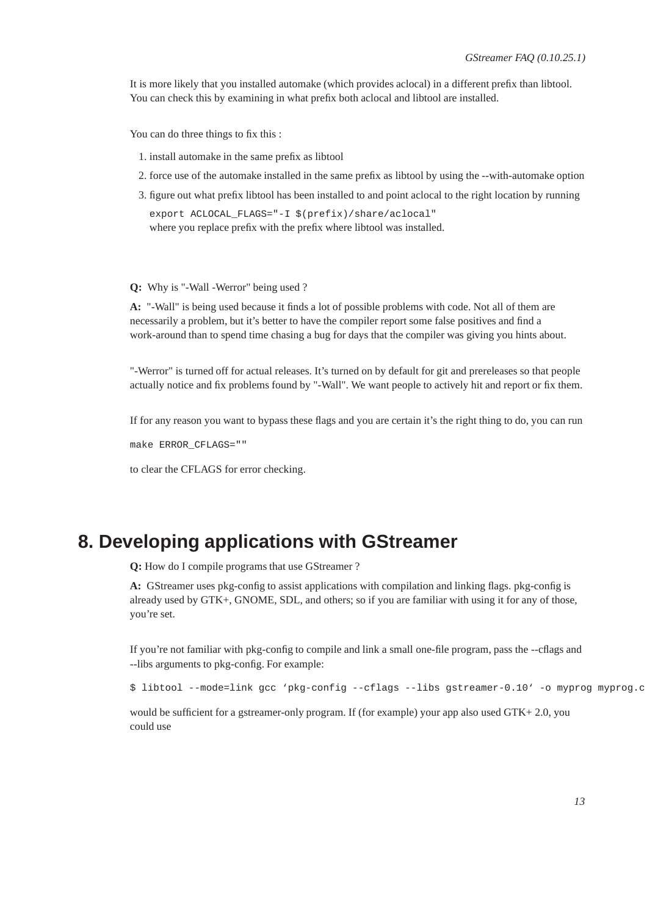It is more likely that you installed automake (which provides aclocal) in a different prefix than libtool. You can check this by examining in what prefix both aclocal and libtool are installed.

You can do three things to fix this :

1. install automake in the same prefix as libtool
2. force use of the automake installed in the same prefix as libtool by using the --with-automake option
3. figure out what prefix libtool has been installed to and point aclocal to the right location by running

   ```
   export ACLOCAL_FLAGS="-I $(prefix)/share/aclocal"
   ```

   where you replace prefix with the prefix where libtool was installed.

**Q:** Why is "-Wall -Werror" being used ?

**A:** "-Wall" is being used because it finds a lot of possible problems with code. Not all of them are necessarily a problem, but it's better to have the compiler report some false positives and find a work-around than to spend time chasing a bug for days that the compiler was giving you hints about.

"-Werror" is turned off for actual releases. It's turned on by default for git and prereleases so that people actually notice and fix problems found by "-Wall". We want people to actively hit and report or fix them.

If for any reason you want to bypass these flags and you are certain it's the right thing to do, you can run

```
make ERROR_CFLAGS=""
```

to clear the CFLAGS for error checking.

# 8. Developing applications with GStreamer

**Q:** How do I compile programs that use GStreamer ?

**A:** GStreamer uses pkg-config to assist applications with compilation and linking flags. pkg-config is already used by GTK+, GNOME, SDL, and others; so if you are familiar with using it for any of those, you're set.

If you're not familiar with pkg-config to compile and link a small one-file program, pass the --cflags and --libs arguments to pkg-config. For example:

```
$ libtool --mode=link gcc ‘pkg-config --cflags --libs gstreamer-0.10‘ -o myprog myprog.c
```

would be sufficient for a gstreamer-only program. If (for example) your app also used GTK+ 2.0, you could use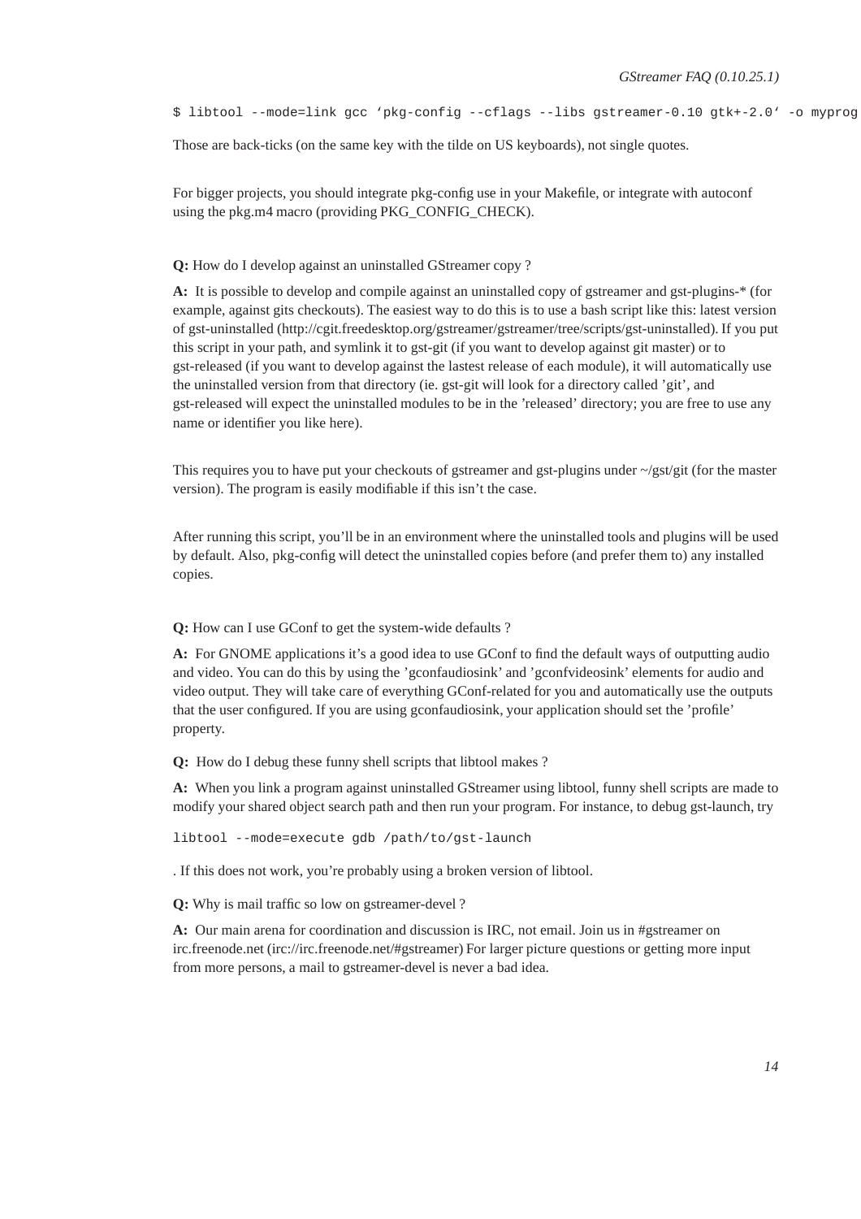```
$ libtool --mode=link gcc ‘pkg-config --cflags --libs gstreamer-0.10 gtk+-2.0‘ -o myprog
```

Those are back-ticks (on the same key with the tilde on US keyboards), not single quotes.

For bigger projects, you should integrate pkg-config use in your Makefile, or integrate with autoconf using the pkg.m4 macro (providing PKG_CONFIG_CHECK).

**Q:** How do I develop against an uninstalled GStreamer copy ?

**A:** It is possible to develop and compile against an uninstalled copy of gstreamer and gst-plugins-* (for example, against gits checkouts). The easiest way to do this is to use a bash script like this: latest version of gst-uninstalled (http://cgit.freedesktop.org/gstreamer/gstreamer/tree/scripts/gst-uninstalled). If you put this script in your path, and symlink it to gst-git (if you want to develop against git master) or to gst-released (if you want to develop against the lastest release of each module), it will automatically use the uninstalled version from that directory (ie. gst-git will look for a directory called 'git', and gst-released will expect the uninstalled modules to be in the 'released' directory; you are free to use any name or identifier you like here).

This requires you to have put your checkouts of gstreamer and gst-plugins under ~/gst/git (for the master version). The program is easily modifiable if this isn't the case.

After running this script, you'll be in an environment where the uninstalled tools and plugins will be used by default. Also, pkg-config will detect the uninstalled copies before (and prefer them to) any installed copies.

**Q:** How can I use GConf to get the system-wide defaults ?

**A:** For GNOME applications it's a good idea to use GConf to find the default ways of outputting audio and video. You can do this by using the 'gconfaudiosink' and 'gconfvideosink' elements for audio and video output. They will take care of everything GConf-related for you and automatically use the outputs that the user configured. If you are using gconfaudiosink, your application should set the 'profile' property.

**Q:** How do I debug these funny shell scripts that libtool makes ?

**A:** When you link a program against uninstalled GStreamer using libtool, funny shell scripts are made to modify your shared object search path and then run your program. For instance, to debug gst-launch, try

```
libtool --mode=execute gdb /path/to/gst-launch
```

. If this does not work, you're probably using a broken version of libtool.

**Q:** Why is mail traffic so low on gstreamer-devel ?

**A:** Our main arena for coordination and discussion is IRC, not email. Join us in #gstreamer on irc.freenode.net (irc://irc.freenode.net/#gstreamer) For larger picture questions or getting more input from more persons, a mail to gstreamer-devel is never a bad idea.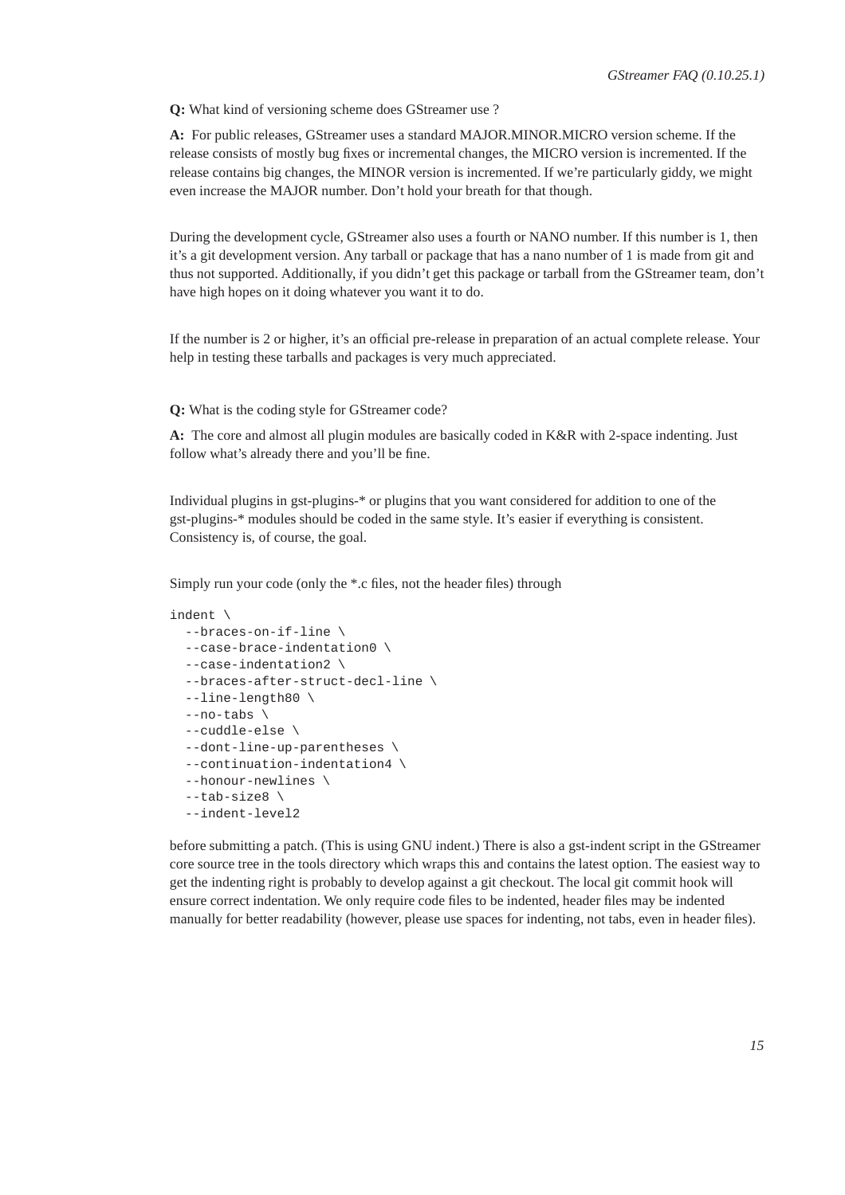**Q:** What kind of versioning scheme does GStreamer use ?

**A:** For public releases, GStreamer uses a standard MAJOR.MINOR.MICRO version scheme. If the release consists of mostly bug fixes or incremental changes, the MICRO version is incremented. If the release contains big changes, the MINOR version is incremented. If we're particularly giddy, we might even increase the MAJOR number. Don't hold your breath for that though.

During the development cycle, GStreamer also uses a fourth or NANO number. If this number is 1, then it's a git development version. Any tarball or package that has a nano number of 1 is made from git and thus not supported. Additionally, if you didn't get this package or tarball from the GStreamer team, don't have high hopes on it doing whatever you want it to do.

If the number is 2 or higher, it's an official pre-release in preparation of an actual complete release. Your help in testing these tarballs and packages is very much appreciated.

**Q:** What is the coding style for GStreamer code?

**A:** The core and almost all plugin modules are basically coded in K&R with 2-space indenting. Just follow what's already there and you'll be fine.

Individual plugins in gst-plugins-* or plugins that you want considered for addition to one of the gst-plugins-* modules should be coded in the same style. It's easier if everything is consistent. Consistency is, of course, the goal.

Simply run your code (only the *.c files, not the header files) through

```
indent \
  --braces-on-if-line \
  --case-brace-indentation0 \
  --case-indentation2 \
  --braces-after-struct-decl-line \
  --line-length80 \
  --no-tabs \
  --cuddle-else \
  --dont-line-up-parentheses \
  --continuation-indentation4 \
  --honour-newlines \
  --tab-size8 \
  --indent-level2
```

before submitting a patch. (This is using GNU indent.) There is also a gst-indent script in the GStreamer core source tree in the tools directory which wraps this and contains the latest option. The easiest way to get the indenting right is probably to develop against a git checkout. The local git commit hook will ensure correct indentation. We only require code files to be indented, header files may be indented manually for better readability (however, please use spaces for indenting, not tabs, even in header files).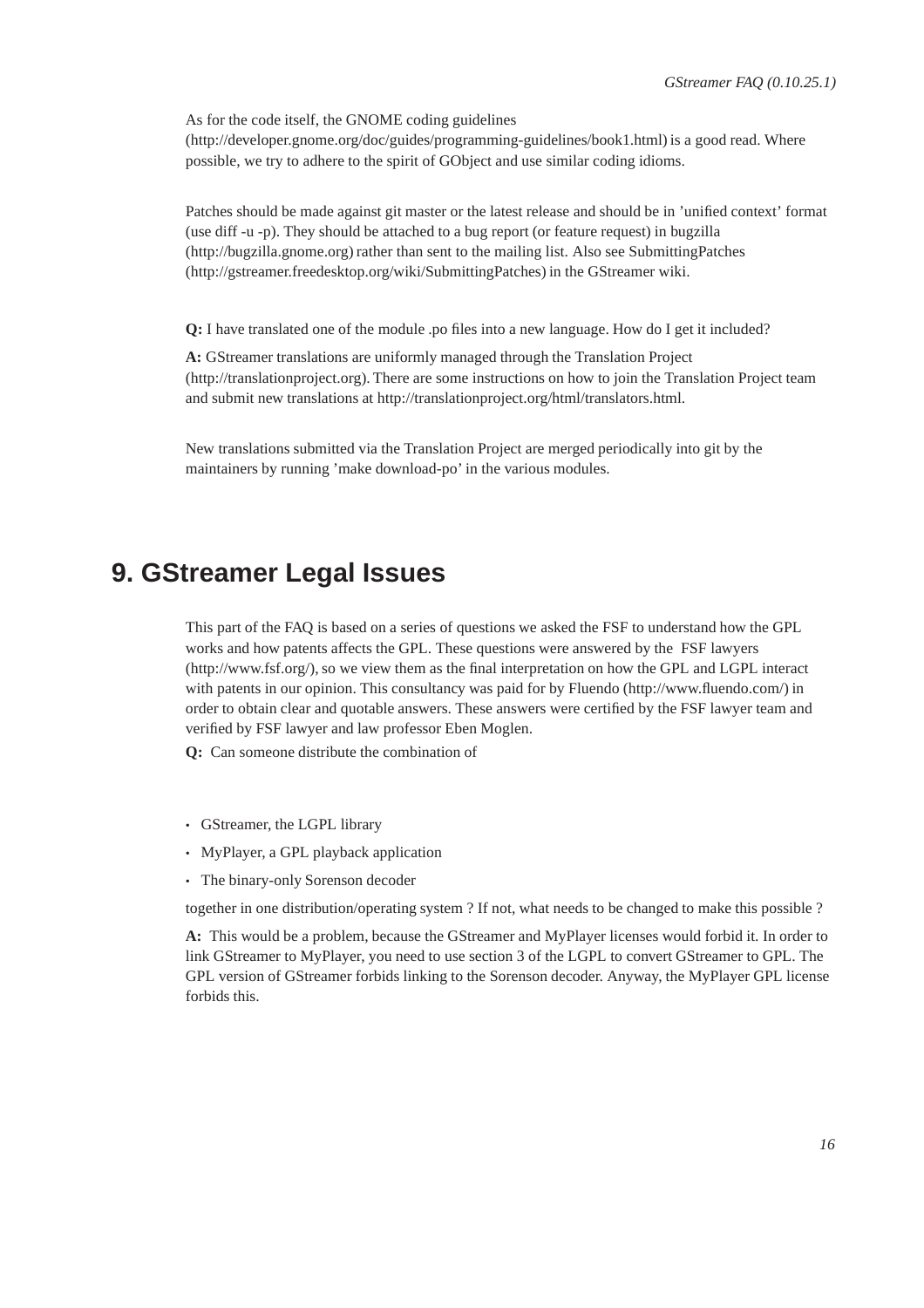As for the code itself, the GNOME coding guidelines (http://developer.gnome.org/doc/guides/programming-guidelines/book1.html) is a good read. Where possible, we try to adhere to the spirit of GObject and use similar coding idioms.

Patches should be made against git master or the latest release and should be in 'unified context' format (use diff -u -p). They should be attached to a bug report (or feature request) in bugzilla (http://bugzilla.gnome.org) rather than sent to the mailing list. Also see SubmittingPatches (http://gstreamer.freedesktop.org/wiki/SubmittingPatches) in the GStreamer wiki.

**Q:** I have translated one of the module .po files into a new language. How do I get it included?

**A:** GStreamer translations are uniformly managed through the Translation Project (http://translationproject.org). There are some instructions on how to join the Translation Project team and submit new translations at http://translationproject.org/html/translators.html.

New translations submitted via the Translation Project are merged periodically into git by the maintainers by running 'make download-po' in the various modules.

# 9. GStreamer Legal Issues

This part of the FAQ is based on a series of questions we asked the FSF to understand how the GPL works and how patents affects the GPL. These questions were answered by the FSF lawyers (http://www.fsf.org/), so we view them as the final interpretation on how the GPL and LGPL interact with patents in our opinion. This consultancy was paid for by Fluendo (http://www.fluendo.com/) in order to obtain clear and quotable answers. These answers were certified by the FSF lawyer team and verified by FSF lawyer and law professor Eben Moglen.

**Q:** Can someone distribute the combination of

- GStreamer, the LGPL library
- MyPlayer, a GPL playback application
- The binary-only Sorenson decoder

together in one distribution/operating system ? If not, what needs to be changed to make this possible ?

**A:** This would be a problem, because the GStreamer and MyPlayer licenses would forbid it. In order to link GStreamer to MyPlayer, you need to use section 3 of the LGPL to convert GStreamer to GPL. The GPL version of GStreamer forbids linking to the Sorenson decoder. Anyway, the MyPlayer GPL license forbids this.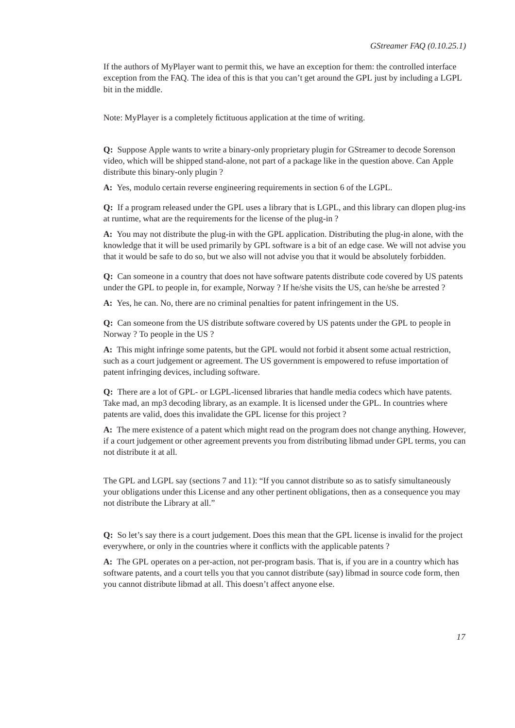If the authors of MyPlayer want to permit this, we have an exception for them: the controlled interface exception from the FAQ. The idea of this is that you can't get around the GPL just by including a LGPL bit in the middle.

Note: MyPlayer is a completely fictituous application at the time of writing.

**Q:** Suppose Apple wants to write a binary-only proprietary plugin for GStreamer to decode Sorenson video, which will be shipped stand-alone, not part of a package like in the question above. Can Apple distribute this binary-only plugin ?

**A:** Yes, modulo certain reverse engineering requirements in section 6 of the LGPL.

**Q:** If a program released under the GPL uses a library that is LGPL, and this library can dlopen plug-ins at runtime, what are the requirements for the license of the plug-in ?

**A:** You may not distribute the plug-in with the GPL application. Distributing the plug-in alone, with the knowledge that it will be used primarily by GPL software is a bit of an edge case. We will not advise you that it would be safe to do so, but we also will not advise you that it would be absolutely forbidden.

**Q:** Can someone in a country that does not have software patents distribute code covered by US patents under the GPL to people in, for example, Norway ? If he/she visits the US, can he/she be arrested ?

**A:** Yes, he can. No, there are no criminal penalties for patent infringement in the US.

**Q:** Can someone from the US distribute software covered by US patents under the GPL to people in Norway ? To people in the US ?

**A:** This might infringe some patents, but the GPL would not forbid it absent some actual restriction, such as a court judgement or agreement. The US government is empowered to refuse importation of patent infringing devices, including software.

**Q:** There are a lot of GPL- or LGPL-licensed libraries that handle media codecs which have patents. Take mad, an mp3 decoding library, as an example. It is licensed under the GPL. In countries where patents are valid, does this invalidate the GPL license for this project ?

**A:** The mere existence of a patent which might read on the program does not change anything. However, if a court judgement or other agreement prevents you from distributing libmad under GPL terms, you can not distribute it at all.

The GPL and LGPL say (sections 7 and 11): "If you cannot distribute so as to satisfy simultaneously your obligations under this License and any other pertinent obligations, then as a consequence you may not distribute the Library at all."

**Q:** So let's say there is a court judgement. Does this mean that the GPL license is invalid for the project everywhere, or only in the countries where it conflicts with the applicable patents ?

**A:** The GPL operates on a per-action, not per-program basis. That is, if you are in a country which has software patents, and a court tells you that you cannot distribute (say) libmad in source code form, then you cannot distribute libmad at all. This doesn't affect anyone else.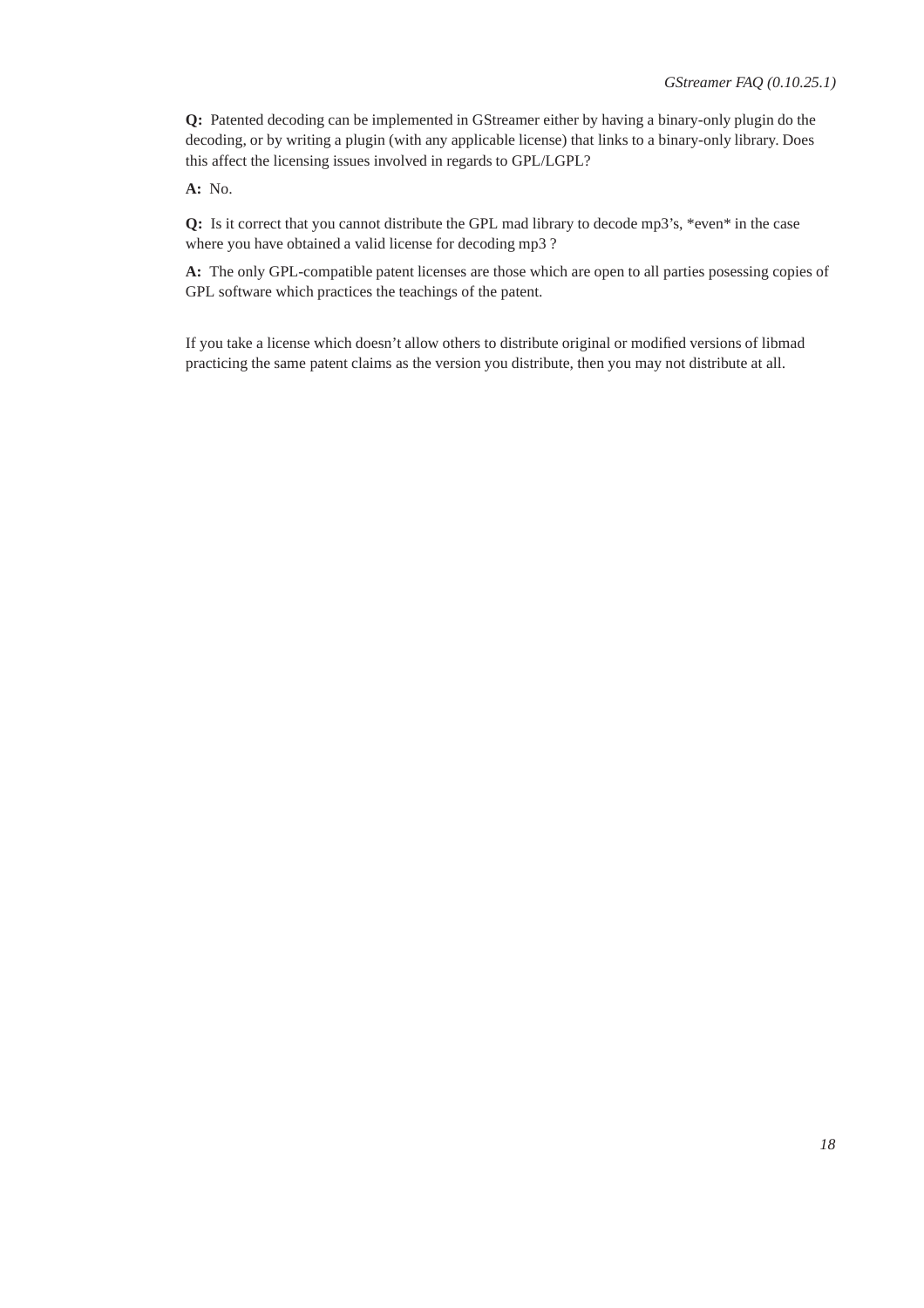**Q:** Patented decoding can be implemented in GStreamer either by having a binary-only plugin do the decoding, or by writing a plugin (with any applicable license) that links to a binary-only library. Does this affect the licensing issues involved in regards to GPL/LGPL?

**A:** No.

**Q:** Is it correct that you cannot distribute the GPL mad library to decode mp3's, *even* in the case where you have obtained a valid license for decoding mp3 ?

**A:** The only GPL-compatible patent licenses are those which are open to all parties posessing copies of GPL software which practices the teachings of the patent.

If you take a license which doesn't allow others to distribute original or modified versions of libmad practicing the same patent claims as the version you distribute, then you may not distribute at all.